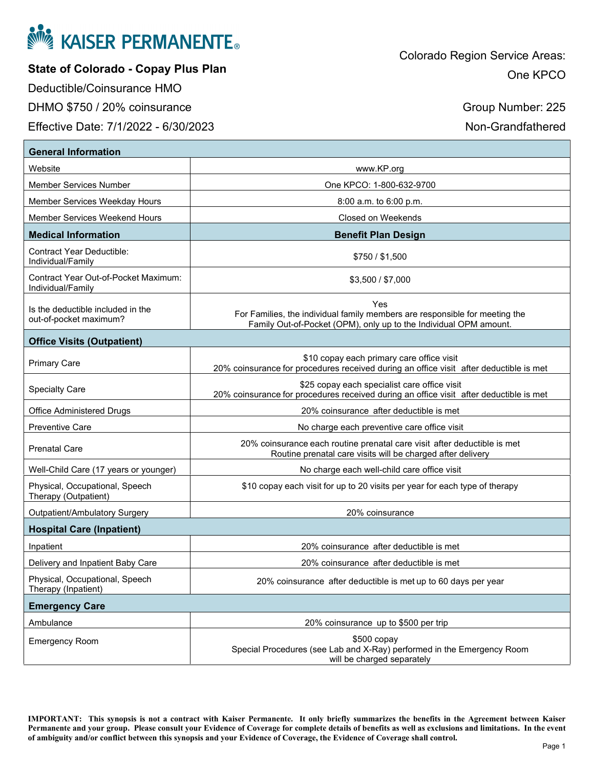KAISER PERMANENTE

## State of Colorado - Copay Plus Plan

Deductible/Coinsurance HMO

DHMO $750 / 20% coinsurance

Effective Date: 7/1/2022 - 6/30/2023

Colorado Region Service Areas:

One KPCO

Group Number: 225

Non-Grandfathered

| **General Information** | |
|---|---|
| Website | www.KP.org |
| Member Services Number | One KPCO: 1-800-632-9700 |
| Member Services Weekday Hours | 8:00 a.m. to 6:00 p.m. |
| Member Services Weekend Hours | Closed on Weekends |
| **Medical Information** | **Benefit Plan Design** |
| Contract Year Deductible: Individual/Family | $750 / $1,500 |
| Contract Year Out-of-Pocket Maximum: Individual/Family | $3,500 / $7,000 |
| Is the deductible included in the out-of-pocket maximum? | Yes<br>For Families, the individual family members are responsible for meeting the Family Out-of-Pocket (OPM), only up to the Individual OPM amount. |
| **Office Visits (Outpatient)** | |
| Primary Care | $10 copay each primary care office visit<br>20% coinsurance for procedures received during an office visit after deductible is met |
| Specialty Care | $25 copay each specialist care office visit<br>20% coinsurance for procedures received during an office visit after deductible is met |
| Office Administered Drugs | 20% coinsurance after deductible is met |
| Preventive Care | No charge each preventive care office visit |
| Prenatal Care | 20% coinsurance each routine prenatal care visit after deductible is met<br>Routine prenatal care visits will be charged after delivery |
| Well-Child Care (17 years or younger) | No charge each well-child care office visit |
| Physical, Occupational, Speech Therapy (Outpatient) | $10 copay each visit for up to 20 visits per year for each type of therapy |
| Outpatient/Ambulatory Surgery | 20% coinsurance |
| **Hospital Care (Inpatient)** | |
| Inpatient | 20% coinsurance after deductible is met |
| Delivery and Inpatient Baby Care | 20% coinsurance after deductible is met |
| Physical, Occupational, Speech Therapy (Inpatient) | 20% coinsurance after deductible is met up to 60 days per year |
| **Emergency Care** | |
| Ambulance | 20% coinsurance up to $500 per trip |
| Emergency Room | $500 copay<br>Special Procedures (see Lab and X-Ray) performed in the Emergency Room will be charged separately |

**IMPORTANT: This synopsis is not a contract with Kaiser Permanente. It only briefly summarizes the benefits in the Agreement between Kaiser Permanente and your group. Please consult your Evidence of Coverage for complete details of benefits as well as exclusions and limitations. In the event of ambiguity and/or conflict between this synopsis and your Evidence of Coverage, the Evidence of Coverage shall control.**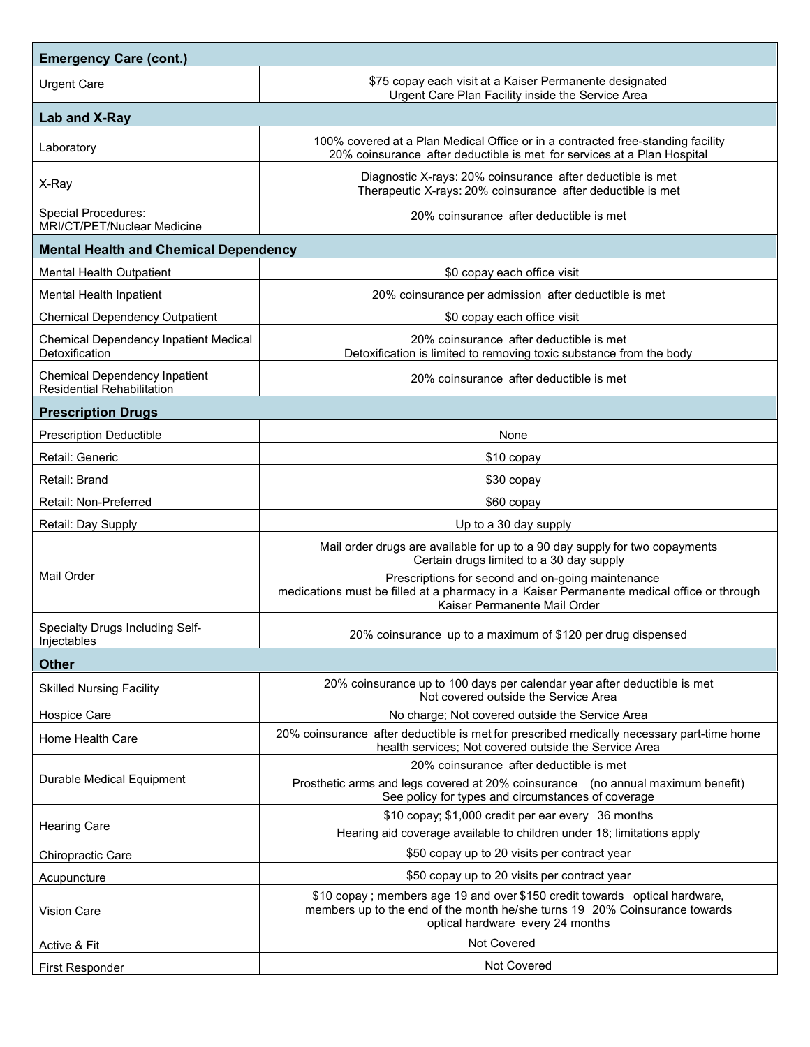| | |
|---|---|
| **Emergency Care (cont.)** | |
| Urgent Care | $75 copay each visit at a Kaiser Permanente designated Urgent Care Plan Facility inside the Service Area |
| **Lab and X-Ray** | |
| Laboratory | 100% covered at a Plan Medical Office or in a contracted free-standing facility<br>20% coinsurance after deductible is met for services at a Plan Hospital |
| X-Ray | Diagnostic X-rays: 20% coinsurance after deductible is met<br>Therapeutic X-rays: 20% coinsurance after deductible is met |
| Special Procedures: MRI/CT/PET/Nuclear Medicine | 20% coinsurance after deductible is met |
| **Mental Health and Chemical Dependency** | |
| Mental Health Outpatient | $0 copay each office visit |
| Mental Health Inpatient | 20% coinsurance per admission after deductible is met |
| Chemical Dependency Outpatient | $0 copay each office visit |
| Chemical Dependency Inpatient Medical Detoxification | 20% coinsurance after deductible is met<br>Detoxification is limited to removing toxic substance from the body |
| Chemical Dependency Inpatient Residential Rehabilitation | 20% coinsurance after deductible is met |
| **Prescription Drugs** | |
| Prescription Deductible | None |
| Retail: Generic | $10 copay |
| Retail: Brand | $30 copay |
| Retail: Non-Preferred | $60 copay |
| Retail: Day Supply | Up to a 30 day supply |
| Mail Order | Mail order drugs are available for up to a 90 day supply for two copayments<br>Certain drugs limited to a 30 day supply<br>Prescriptions for second and on-going maintenance medications must be filled at a pharmacy in a Kaiser Permanente medical office or through Kaiser Permanente Mail Order |
| Specialty Drugs Including Self-Injectables | 20% coinsurance up to a maximum of $120 per drug dispensed |
| **Other** | |
| Skilled Nursing Facility | 20% coinsurance up to 100 days per calendar year after deductible is met<br>Not covered outside the Service Area |
| Hospice Care | No charge; Not covered outside the Service Area |
| Home Health Care | 20% coinsurance after deductible is met for prescribed medically necessary part-time home health services; Not covered outside the Service Area |
| Durable Medical Equipment | 20% coinsurance after deductible is met<br>Prosthetic arms and legs covered at 20% coinsurance (no annual maximum benefit)<br>See policy for types and circumstances of coverage |
| Hearing Care | $10 copay; $1,000 credit per ear every 36 months<br>Hearing aid coverage available to children under 18; limitations apply |
| Chiropractic Care | $50 copay up to 20 visits per contract year |
| Acupuncture | $50 copay up to 20 visits per contract year |
| Vision Care | $10 copay ; members age 19 and over $150 credit towards optical hardware, members up to the end of the month he/she turns 19 20% Coinsurance towards optical hardware every 24 months |
| Active & Fit | Not Covered |
| First Responder | Not Covered |